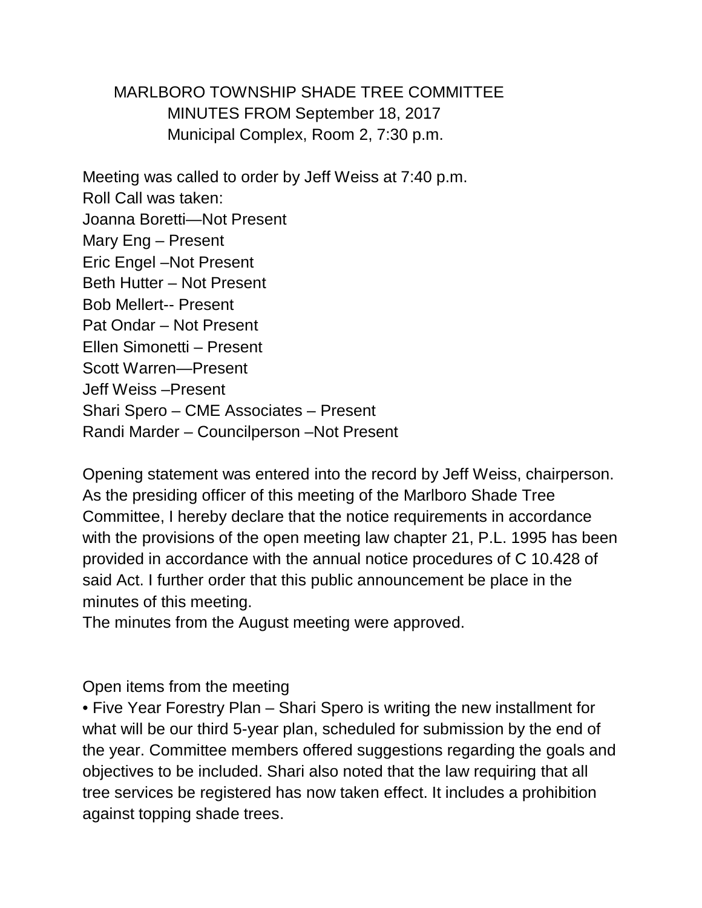MARLBORO TOWNSHIP SHADE TREE COMMITTEE
MINUTES FROM September 18, 2017
Municipal Complex, Room 2, 7:30 p.m.

Meeting was called to order by Jeff Weiss at 7:40 p.m.
Roll Call was taken:
Joanna Boretti—Not Present
Mary Eng – Present
Eric Engel –Not Present
Beth Hutter – Not Present
Bob Mellert-- Present
Pat Ondar – Not Present
Ellen Simonetti – Present
Scott Warren—Present
Jeff Weiss –Present
Shari Spero – CME Associates – Present
Randi Marder – Councilperson –Not Present

Opening statement was entered into the record by Jeff Weiss, chairperson. As the presiding officer of this meeting of the Marlboro Shade Tree Committee, I hereby declare that the notice requirements in accordance with the provisions of the open meeting law chapter 21, P.L. 1995 has been provided in accordance with the annual notice procedures of C 10.428 of said Act. I further order that this public announcement be place in the minutes of this meeting.
The minutes from the August meeting were approved.

Open items from the meeting

- Five Year Forestry Plan – Shari Spero is writing the new installment for what will be our third 5-year plan, scheduled for submission by the end of the year. Committee members offered suggestions regarding the goals and objectives to be included. Shari also noted that the law requiring that all tree services be registered has now taken effect. It includes a prohibition against topping shade trees.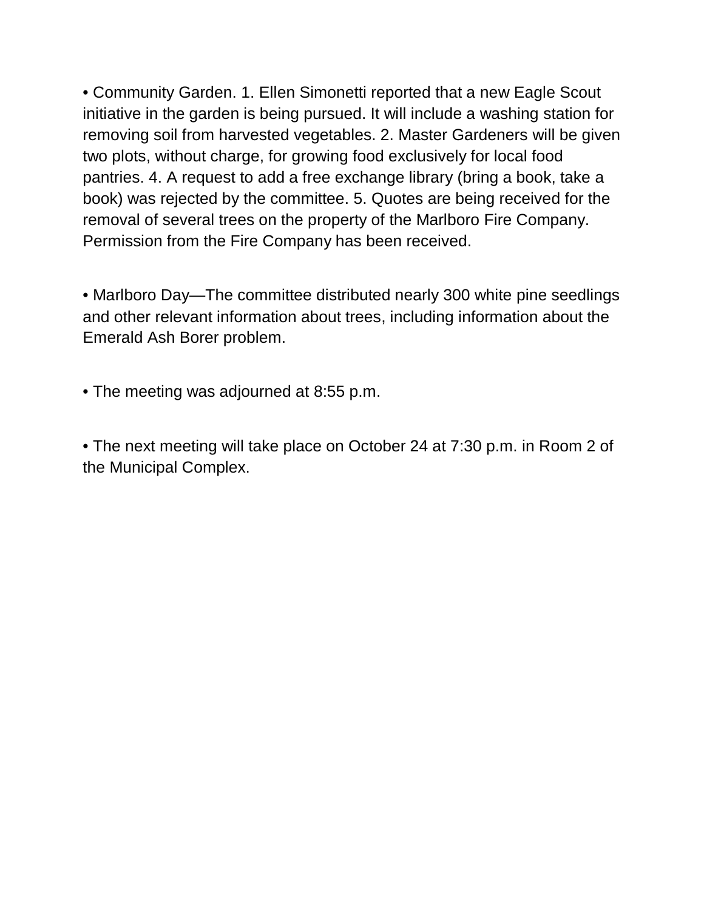• Community Garden. 1. Ellen Simonetti reported that a new Eagle Scout initiative in the garden is being pursued. It will include a washing station for removing soil from harvested vegetables. 2. Master Gardeners will be given two plots, without charge, for growing food exclusively for local food pantries. 4. A request to add a free exchange library (bring a book, take a book) was rejected by the committee. 5. Quotes are being received for the removal of several trees on the property of the Marlboro Fire Company. Permission from the Fire Company has been received.

• Marlboro Day—The committee distributed nearly 300 white pine seedlings and other relevant information about trees, including information about the Emerald Ash Borer problem.

• The meeting was adjourned at 8:55 p.m.

• The next meeting will take place on October 24 at 7:30 p.m. in Room 2 of the Municipal Complex.